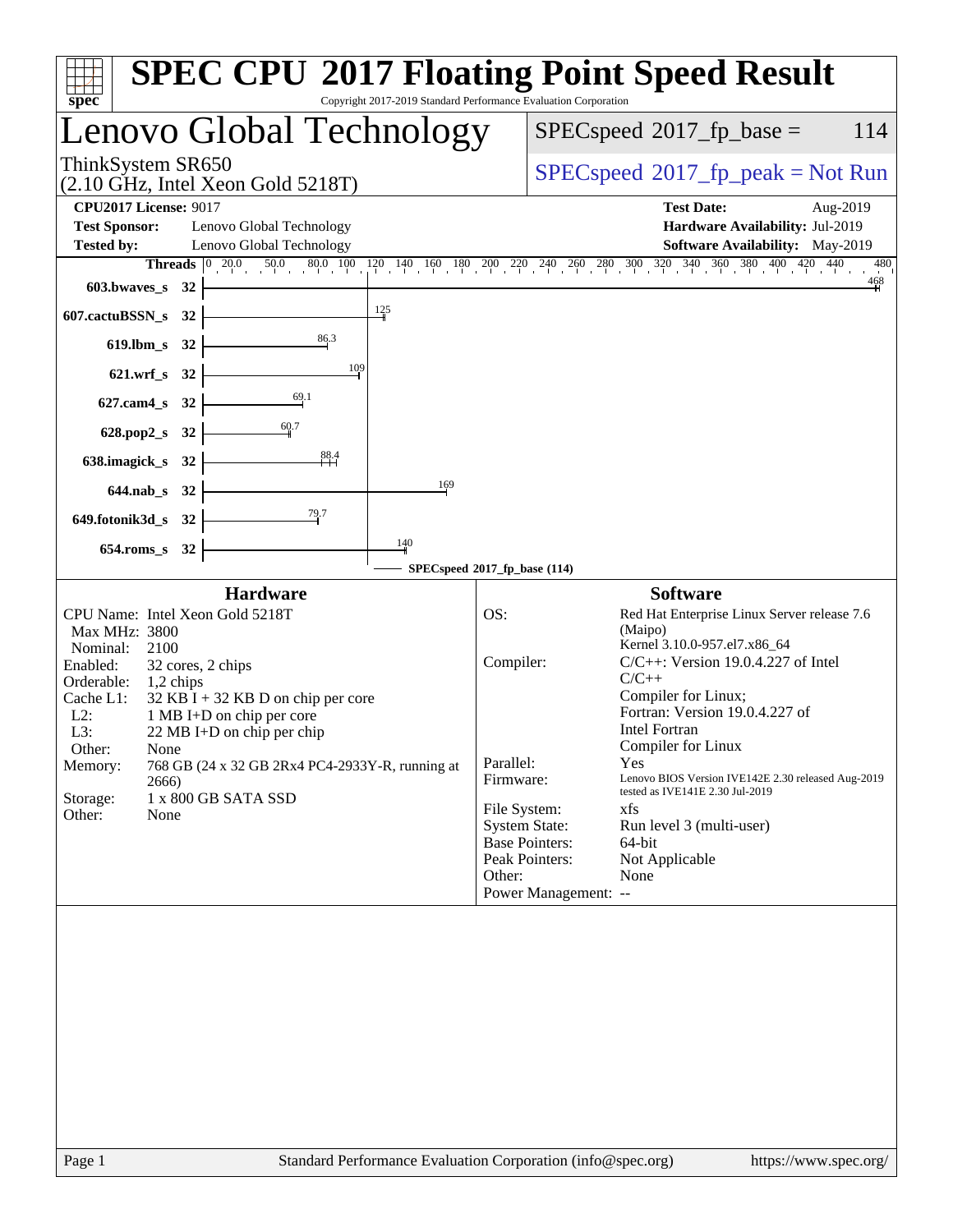# SPEC CPU 2017 Floating Point Speed Result

Copyright 2017-2019 Standard Performance Evaluation Corporation

## Lenovo Global Technology

ThinkSystem SR650
(2.10 GHz, Intel Xeon Gold 5218T)

SPECspeed 2017_fp_base = 114

SPECspeed 2017_fp_peak = Not Run

**CPU2017 License:** 9017
**Test Sponsor:** Lenovo Global Technology
**Tested by:** Lenovo Global Technology

**Test Date:** Aug-2019
**Hardware Availability:** Jul-2019
**Software Availability:** May-2019

| Benchmark | Threads | SPECspeed 2017_fp_base |
|---|---|---|
| 603.bwaves_s | 32 | 468 |
| 607.cactuBSSN_s | 32 | 125 |
| 619.lbm_s | 32 | 86.3 |
| 621.wrf_s | 32 | 109 |
| 627.cam4_s | 32 | 69.1 |
| 628.pop2_s | 32 | 60.7 |
| 638.imagick_s | 32 | 88.4 |
| 644.nab_s | 32 | 169 |
| 649.fotonik3d_s | 32 | 79.7 |
| 654.roms_s | 32 | 140 |

SPECspeed 2017_fp_base (114)

### Hardware

CPU Name: Intel Xeon Gold 5218T
Max MHz: 3800
Nominal: 2100
Enabled: 32 cores, 2 chips
Orderable: 1,2 chips
Cache L1: 32 KB I + 32 KB D on chip per core
L2: 1 MB I+D on chip per core
L3: 22 MB I+D on chip per chip
Other: None
Memory: 768 GB (24 x 32 GB 2Rx4 PC4-2933Y-R, running at 2666)
Storage: 1 x 800 GB SATA SSD
Other: None

### Software

OS: Red Hat Enterprise Linux Server release 7.6 (Maipo)
Kernel 3.10.0-957.el7.x86_64
Compiler: C/C++: Version 19.0.4.227 of Intel C/C++ Compiler for Linux;
Fortran: Version 19.0.4.227 of Intel Fortran Compiler for Linux
Parallel: Yes
Firmware: Lenovo BIOS Version IVE142E 2.30 released Aug-2019 tested as IVE141E 2.30 Jul-2019
File System: xfs
System State: Run level 3 (multi-user)
Base Pointers: 64-bit
Peak Pointers: Not Applicable
Other: None
Power Management: --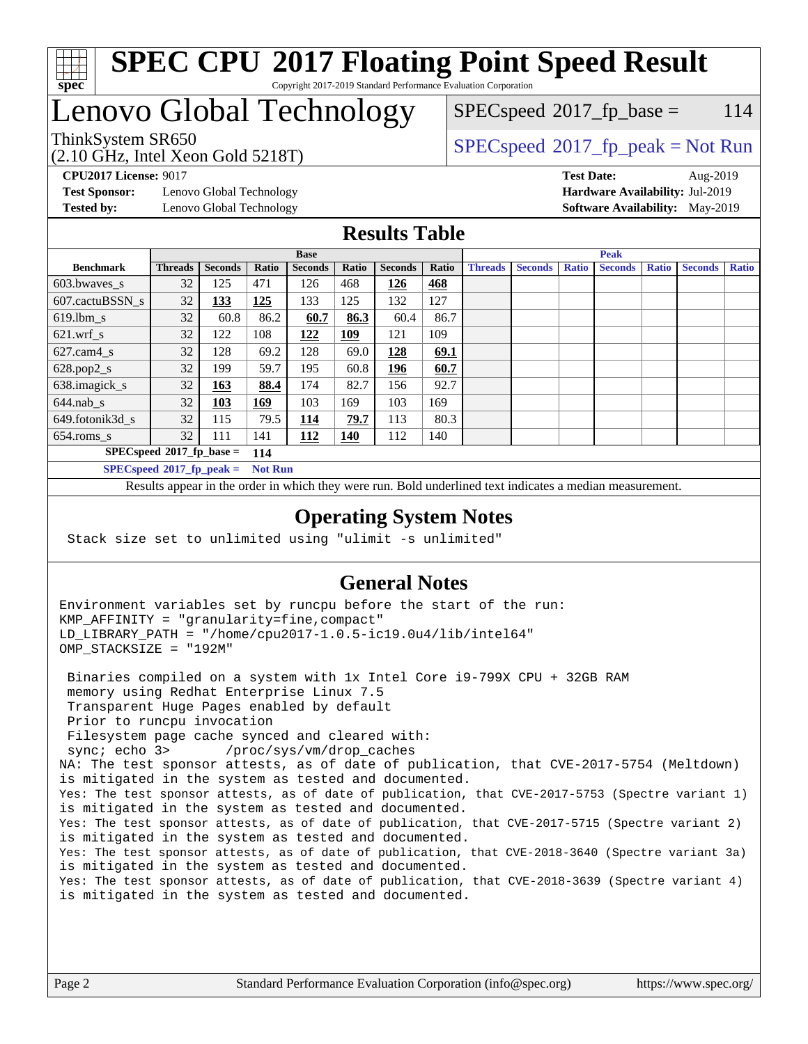# SPEC CPU 2017 Floating Point Speed Result

Copyright 2017-2019 Standard Performance Evaluation Corporation

## Lenovo Global Technology

ThinkSystem SR650
(2.10 GHz, Intel Xeon Gold 5218T)

SPECspeed 2017_fp_base = 114

SPECspeed 2017_fp_peak = Not Run

**CPU2017 License:** 9017
**Test Sponsor:** Lenovo Global Technology
**Tested by:** Lenovo Global Technology

**Test Date:** Aug-2019
**Hardware Availability:** Jul-2019
**Software Availability:** May-2019

## Results Table

| | Base | | | | | | | Peak | | | | | | |
|---|---|---|---|---|---|---|---|---|---|---|---|---|---|---|
| **Benchmark** | **Threads** | **Seconds** | **Ratio** | **Seconds** | **Ratio** | **Seconds** | **Ratio** | **Threads** | **Seconds** | **Ratio** | **Seconds** | **Ratio** | **Seconds** | **Ratio** |
| 603.bwaves_s | 32 | 125 | 471 | 126 | 468 | **126** | **468** | | | | | | | |
| 607.cactuBSSN_s | 32 | **133** | **125** | 133 | 125 | 132 | 127 | | | | | | | |
| 619.lbm_s | 32 | 60.8 | 86.2 | **60.7** | **86.3** | 60.4 | 86.7 | | | | | | | |
| 621.wrf_s | 32 | 122 | 108 | **122** | **109** | 121 | 109 | | | | | | | |
| 627.cam4_s | 32 | 128 | 69.2 | 128 | 69.0 | **128** | **69.1** | | | | | | | |
| 628.pop2_s | 32 | 199 | 59.7 | 195 | 60.8 | **196** | **60.7** | | | | | | | |
| 638.imagick_s | 32 | **163** | **88.4** | 174 | 82.7 | 156 | 92.7 | | | | | | | |
| 644.nab_s | 32 | **103** | **169** | 103 | 169 | 103 | 169 | | | | | | | |
| 649.fotonik3d_s | 32 | 115 | 79.5 | **114** | **79.7** | 113 | 80.3 | | | | | | | |
| 654.roms_s | 32 | 111 | 141 | **112** | **140** | 112 | 140 | | | | | | | |

**SPECspeed 2017_fp_base = 114**

**SPECspeed 2017_fp_peak = Not Run**

Results appear in the order in which they were run. Bold underlined text indicates a median measurement.

## Operating System Notes

```
Stack size set to unlimited using "ulimit -s unlimited"
```

## General Notes

```
Environment variables set by runcpu before the start of the run:
KMP_AFFINITY = "granularity=fine,compact"
LD_LIBRARY_PATH = "/home/cpu2017-1.0.5-ic19.0u4/lib/intel64"
OMP_STACKSIZE = "192M"

 Binaries compiled on a system with 1x Intel Core i9-799X CPU + 32GB RAM
 memory using Redhat Enterprise Linux 7.5
 Transparent Huge Pages enabled by default
 Prior to runcpu invocation
 Filesystem page cache synced and cleared with:
 sync; echo 3>       /proc/sys/vm/drop_caches
NA: The test sponsor attests, as of date of publication, that CVE-2017-5754 (Meltdown)
is mitigated in the system as tested and documented.
Yes: The test sponsor attests, as of date of publication, that CVE-2017-5753 (Spectre variant 1)
is mitigated in the system as tested and documented.
Yes: The test sponsor attests, as of date of publication, that CVE-2017-5715 (Spectre variant 2)
is mitigated in the system as tested and documented.
Yes: The test sponsor attests, as of date of publication, that CVE-2018-3640 (Spectre variant 3a)
is mitigated in the system as tested and documented.
Yes: The test sponsor attests, as of date of publication, that CVE-2018-3639 (Spectre variant 4)
is mitigated in the system as tested and documented.
```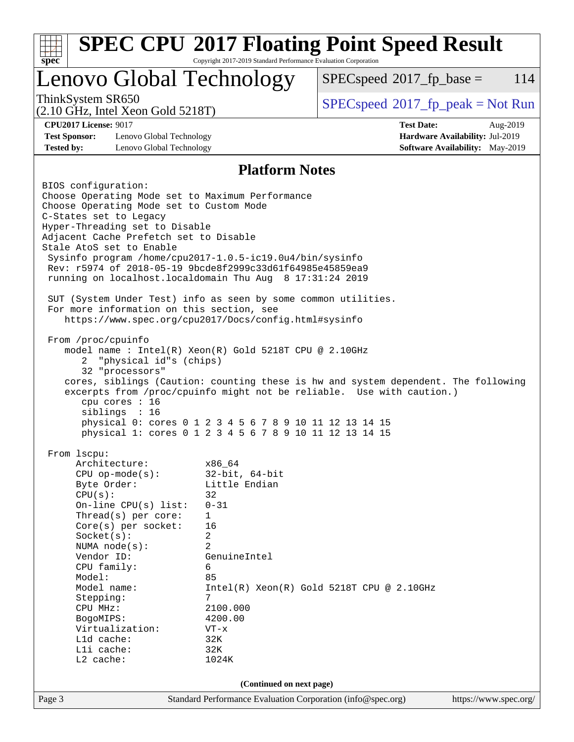## Platform Notes

```
BIOS configuration:
Choose Operating Mode set to Maximum Performance
Choose Operating Mode set to Custom Mode
C-States set to Legacy
Hyper-Threading set to Disable
Adjacent Cache Prefetch set to Disable
Stale AtoS set to Enable
 Sysinfo program /home/cpu2017-1.0.5-ic19.0u4/bin/sysinfo
 Rev: r5974 of 2018-05-19 9bcde8f2999c33d61f64985e45859ea9
 running on localhost.localdomain Thu Aug  8 17:31:24 2019

 SUT (System Under Test) info as seen by some common utilities.
 For more information on this section, see
    https://www.spec.org/cpu2017/Docs/config.html#sysinfo

 From /proc/cpuinfo
    model name : Intel(R) Xeon(R) Gold 5218T CPU @ 2.10GHz
       2  "physical id"s (chips)
       32 "processors"
    cores, siblings (Caution: counting these is hw and system dependent. The following
    excerpts from /proc/cpuinfo might not be reliable.  Use with caution.)
       cpu cores : 16
       siblings  : 16
       physical 0: cores 0 1 2 3 4 5 6 7 8 9 10 11 12 13 14 15
       physical 1: cores 0 1 2 3 4 5 6 7 8 9 10 11 12 13 14 15

 From lscpu:
      Architecture:          x86_64
      CPU op-mode(s):        32-bit, 64-bit
      Byte Order:            Little Endian
      CPU(s):                32
      On-line CPU(s) list:   0-31
      Thread(s) per core:    1
      Core(s) per socket:    16
      Socket(s):             2
      NUMA node(s):          2
      Vendor ID:             GenuineIntel
      CPU family:            6
      Model:                 85
      Model name:            Intel(R) Xeon(R) Gold 5218T CPU @ 2.10GHz
      Stepping:              7
      CPU MHz:               2100.000
      BogoMIPS:              4200.00
      Virtualization:        VT-x
      L1d cache:             32K
      L1i cache:             32K
      L2 cache:              1024K
```

(Continued on next page)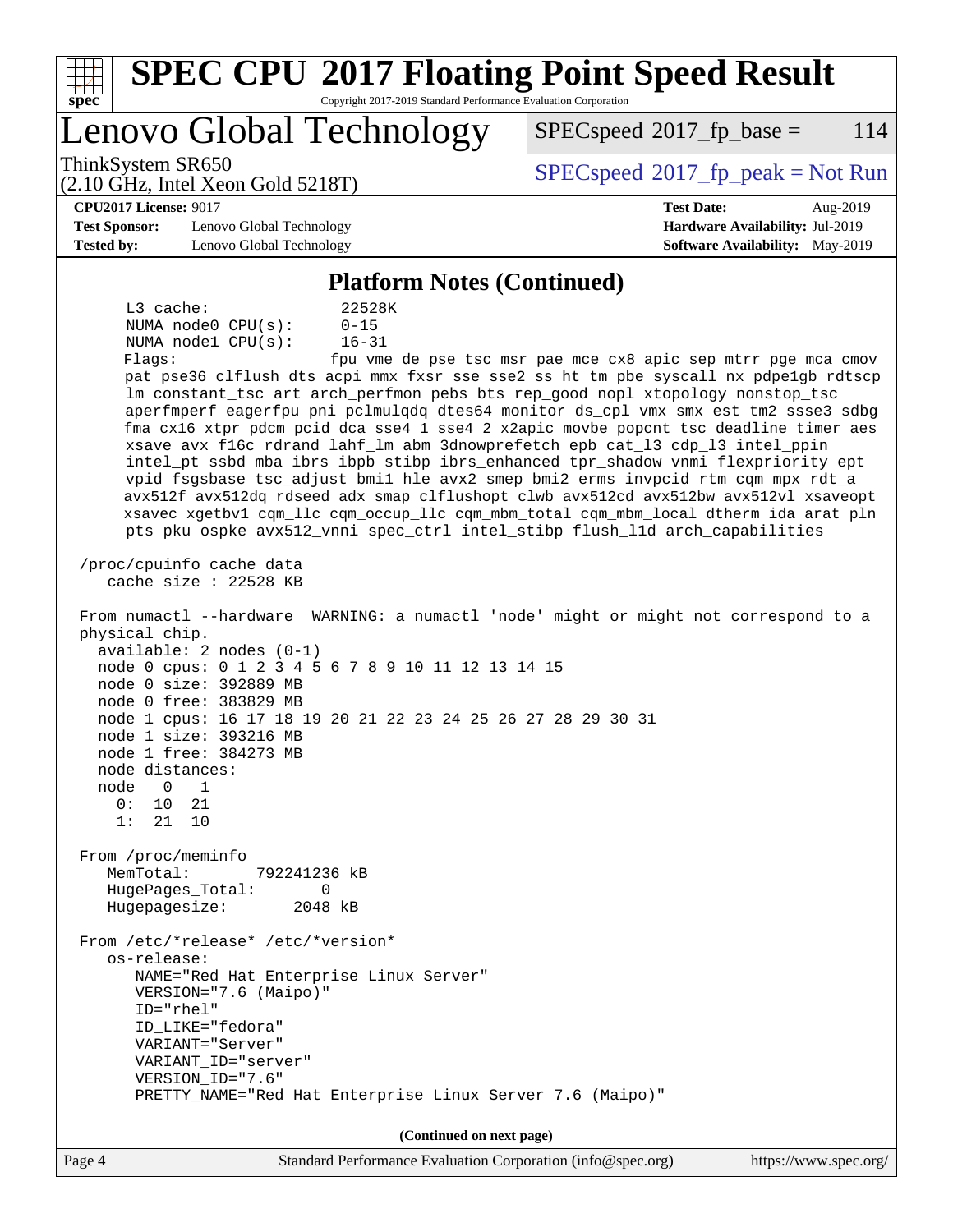## Platform Notes (Continued)

```
     L3 cache:              22528K
     NUMA node0 CPU(s):     0-15
     NUMA node1 CPU(s):     16-31
     Flags:                 fpu vme de pse tsc msr pae mce cx8 apic sep mtrr pge mca cmov
     pat pse36 clflush dts acpi mmx fxsr sse sse2 ss ht tm pbe syscall nx pdpe1gb rdtscp
     lm constant_tsc art arch_perfmon pebs bts rep_good nopl xtopology nonstop_tsc
     aperfmperf eagerfpu pni pclmulqdq dtes64 monitor ds_cpl vmx smx est tm2 ssse3 sdbg
     fma cx16 xtpr pdcm pcid dca sse4_1 sse4_2 x2apic movbe popcnt tsc_deadline_timer aes
     xsave avx f16c rdrand lahf_lm abm 3dnowprefetch epb cat_l3 cdp_l3 intel_ppin
     intel_pt ssbd mba ibrs ibpb stibp ibrs_enhanced tpr_shadow vnmi flexpriority ept
     vpid fsgsbase tsc_adjust bmi1 hle avx2 smep bmi2 erms invpcid rtm cqm mpx rdt_a
     avx512f avx512dq rdseed adx smap clflushopt clwb avx512cd avx512bw avx512vl xsaveopt
     xsavec xgetbv1 cqm_llc cqm_occup_llc cqm_mbm_total cqm_mbm_local dtherm ida arat pln
     pts pku ospke avx512_vnni spec_ctrl intel_stibp flush_l1d arch_capabilities

/proc/cpuinfo cache data
   cache size : 22528 KB

From numactl --hardware  WARNING: a numactl 'node' might or might not correspond to a
physical chip.
  available: 2 nodes (0-1)
  node 0 cpus: 0 1 2 3 4 5 6 7 8 9 10 11 12 13 14 15
  node 0 size: 392889 MB
  node 0 free: 383829 MB
  node 1 cpus: 16 17 18 19 20 21 22 23 24 25 26 27 28 29 30 31
  node 1 size: 393216 MB
  node 1 free: 384273 MB
  node distances:
  node   0   1
    0:  10  21
    1:  21  10

From /proc/meminfo
   MemTotal:       792241236 kB
   HugePages_Total:       0
   Hugepagesize:       2048 kB

From /etc/*release* /etc/*version*
   os-release:
      NAME="Red Hat Enterprise Linux Server"
      VERSION="7.6 (Maipo)"
      ID="rhel"
      ID_LIKE="fedora"
      VARIANT="Server"
      VARIANT_ID="server"
      VERSION_ID="7.6"
      PRETTY_NAME="Red Hat Enterprise Linux Server 7.6 (Maipo)"
```

(Continued on next page)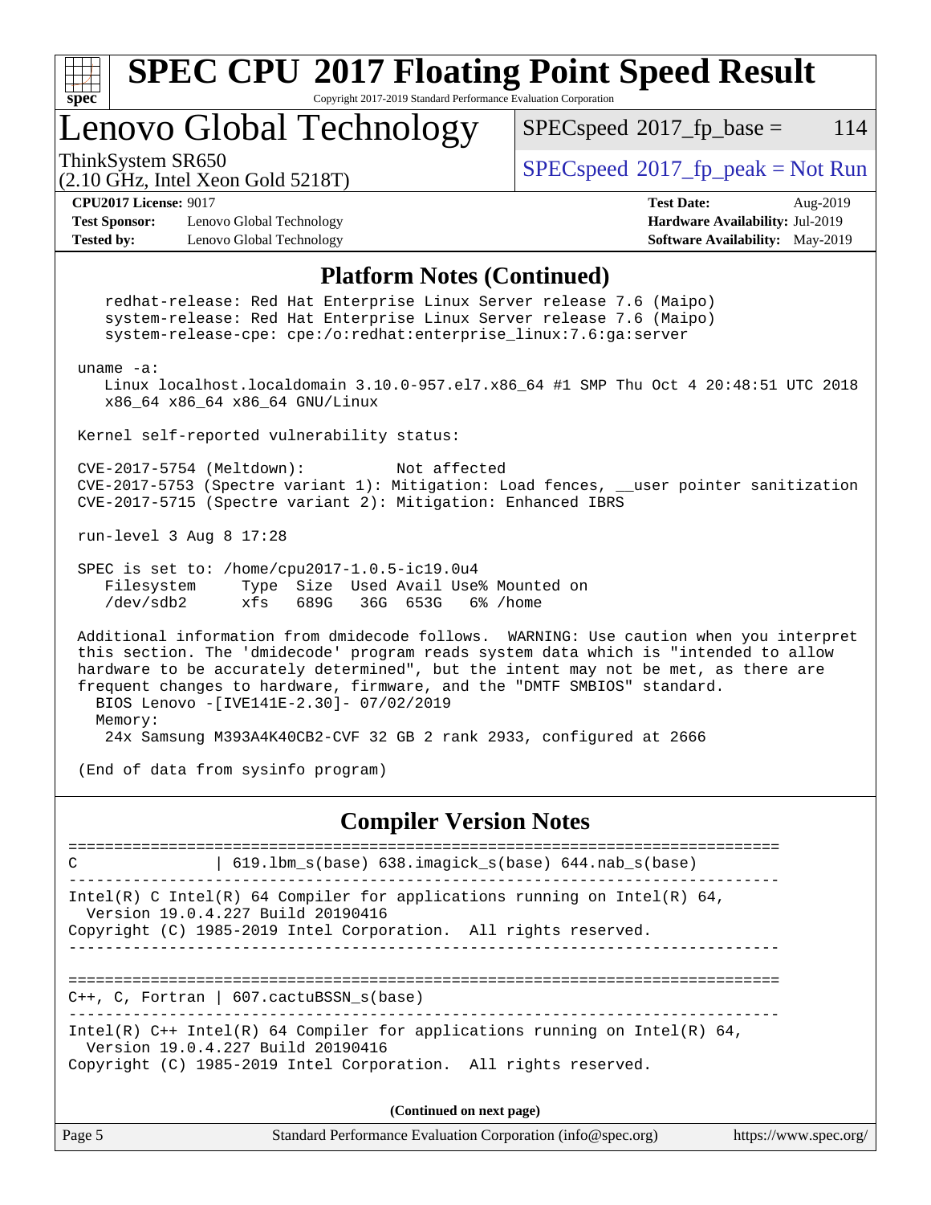## Platform Notes (Continued)

```
    redhat-release: Red Hat Enterprise Linux Server release 7.6 (Maipo)
    system-release: Red Hat Enterprise Linux Server release 7.6 (Maipo)
    system-release-cpe: cpe:/o:redhat:enterprise_linux:7.6:ga:server

 uname -a:
    Linux localhost.localdomain 3.10.0-957.el7.x86_64 #1 SMP Thu Oct 4 20:48:51 UTC 2018
    x86_64 x86_64 x86_64 GNU/Linux

 Kernel self-reported vulnerability status:

 CVE-2017-5754 (Meltdown):          Not affected
 CVE-2017-5753 (Spectre variant 1): Mitigation: Load fences, __user pointer sanitization
 CVE-2017-5715 (Spectre variant 2): Mitigation: Enhanced IBRS

 run-level 3 Aug 8 17:28

 SPEC is set to: /home/cpu2017-1.0.5-ic19.0u4
    Filesystem     Type  Size  Used Avail Use% Mounted on
    /dev/sdb2      xfs   689G   36G  653G   6% /home

 Additional information from dmidecode follows.  WARNING: Use caution when you interpret
 this section. The 'dmidecode' program reads system data which is "intended to allow
 hardware to be accurately determined", but the intent may not be met, as there are
 frequent changes to hardware, firmware, and the "DMTF SMBIOS" standard.
   BIOS Lenovo -[IVE141E-2.30]- 07/02/2019
   Memory:
    24x Samsung M393A4K40CB2-CVF 32 GB 2 rank 2933, configured at 2666

 (End of data from sysinfo program)
```

## Compiler Version Notes

```
==============================================================================
C               | 619.lbm_s(base) 638.imagick_s(base) 644.nab_s(base)
------------------------------------------------------------------------------
Intel(R) C Intel(R) 64 Compiler for applications running on Intel(R) 64,
  Version 19.0.4.227 Build 20190416
Copyright (C) 1985-2019 Intel Corporation.  All rights reserved.
------------------------------------------------------------------------------

==============================================================================
C++, C, Fortran | 607.cactuBSSN_s(base)
------------------------------------------------------------------------------
Intel(R) C++ Intel(R) 64 Compiler for applications running on Intel(R) 64,
  Version 19.0.4.227 Build 20190416
Copyright (C) 1985-2019 Intel Corporation.  All rights reserved.
```

(Continued on next page)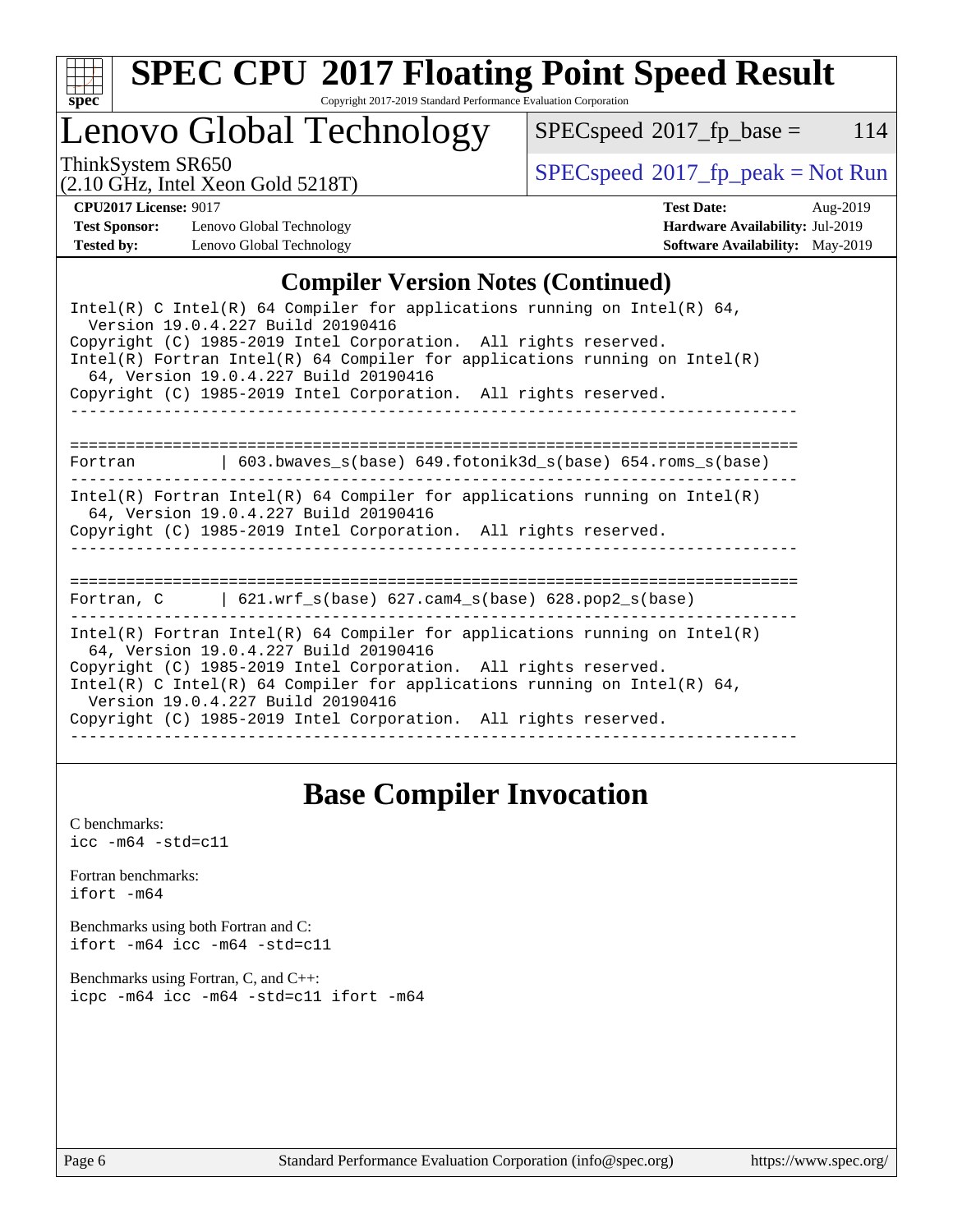## Compiler Version Notes (Continued)

```
Intel(R) C Intel(R) 64 Compiler for applications running on Intel(R) 64,
  Version 19.0.4.227 Build 20190416
Copyright (C) 1985-2019 Intel Corporation.  All rights reserved.
Intel(R) Fortran Intel(R) 64 Compiler for applications running on Intel(R)
  64, Version 19.0.4.227 Build 20190416
Copyright (C) 1985-2019 Intel Corporation.  All rights reserved.
------------------------------------------------------------------------------

==============================================================================
Fortran         | 603.bwaves_s(base) 649.fotonik3d_s(base) 654.roms_s(base)
------------------------------------------------------------------------------
Intel(R) Fortran Intel(R) 64 Compiler for applications running on Intel(R)
  64, Version 19.0.4.227 Build 20190416
Copyright (C) 1985-2019 Intel Corporation.  All rights reserved.
------------------------------------------------------------------------------

==============================================================================
Fortran, C      | 621.wrf_s(base) 627.cam4_s(base) 628.pop2_s(base)
------------------------------------------------------------------------------
Intel(R) Fortran Intel(R) 64 Compiler for applications running on Intel(R)
  64, Version 19.0.4.227 Build 20190416
Copyright (C) 1985-2019 Intel Corporation.  All rights reserved.
Intel(R) C Intel(R) 64 Compiler for applications running on Intel(R) 64,
  Version 19.0.4.227 Build 20190416
Copyright (C) 1985-2019 Intel Corporation.  All rights reserved.
------------------------------------------------------------------------------
```

## Base Compiler Invocation

C benchmarks:
```
icc -m64 -std=c11
```

Fortran benchmarks:
```
ifort -m64
```

Benchmarks using both Fortran and C:
```
ifort -m64 icc -m64 -std=c11
```

Benchmarks using Fortran, C, and C++:
```
icpc -m64 icc -m64 -std=c11 ifort -m64
```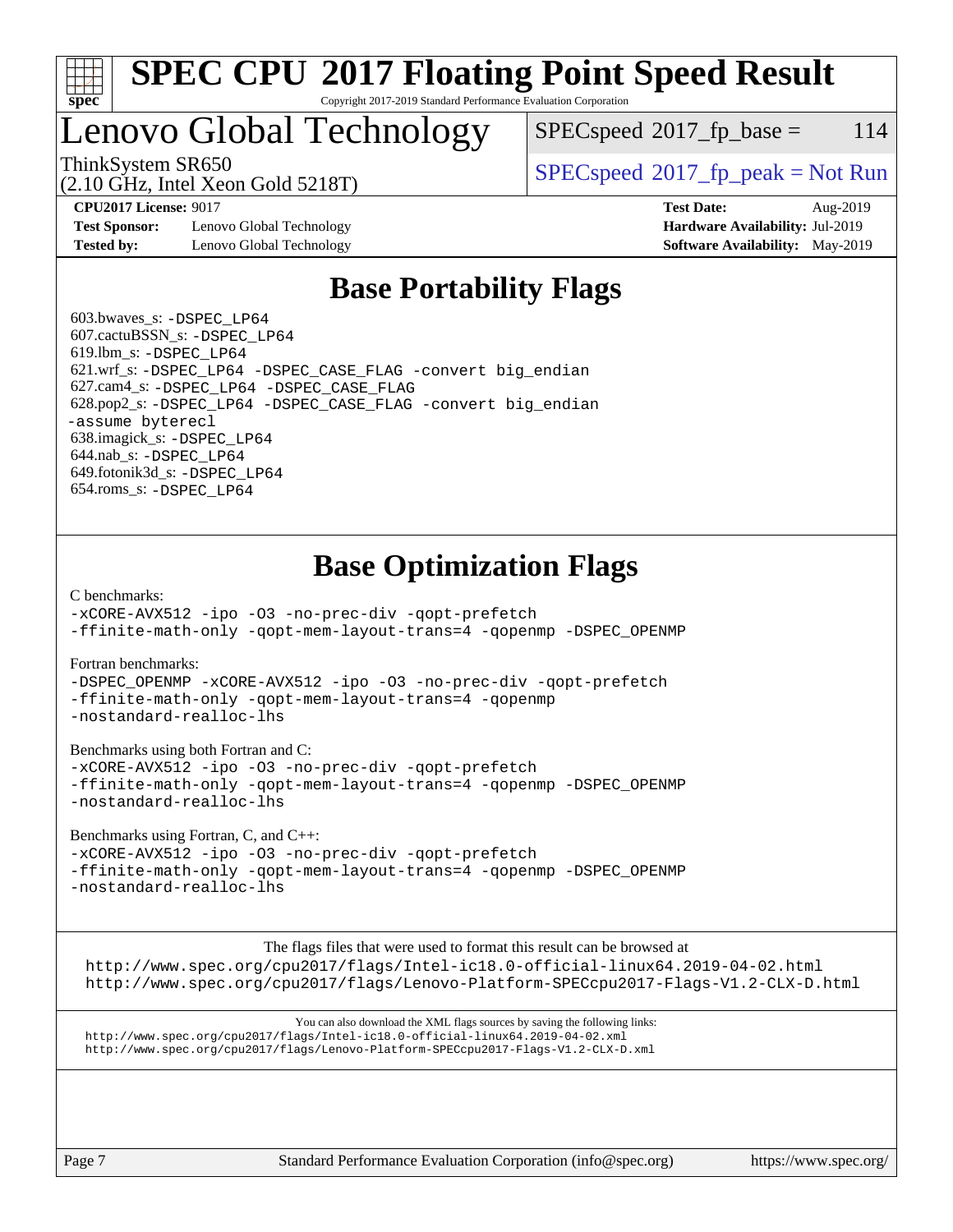# SPEC CPU 2017 Floating Point Speed Result

Copyright 2017-2019 Standard Performance Evaluation Corporation

## Lenovo Global Technology

ThinkSystem SR650
(2.10 GHz, Intel Xeon Gold 5218T)

SPECspeed 2017_fp_base = 114

SPECspeed 2017_fp_peak = Not Run

**CPU2017 License:** 9017
**Test Sponsor:** Lenovo Global Technology
**Tested by:** Lenovo Global Technology

**Test Date:** Aug-2019
**Hardware Availability:** Jul-2019
**Software Availability:** May-2019

## Base Portability Flags

603.bwaves_s: `-DSPEC_LP64`
607.cactuBSSN_s: `-DSPEC_LP64`
619.lbm_s: `-DSPEC_LP64`
621.wrf_s: `-DSPEC_LP64 -DSPEC_CASE_FLAG -convert big_endian`
627.cam4_s: `-DSPEC_LP64 -DSPEC_CASE_FLAG`
628.pop2_s: `-DSPEC_LP64 -DSPEC_CASE_FLAG -convert big_endian -assume byterecl`
638.imagick_s: `-DSPEC_LP64`
644.nab_s: `-DSPEC_LP64`
649.fotonik3d_s: `-DSPEC_LP64`
654.roms_s: `-DSPEC_LP64`

## Base Optimization Flags

C benchmarks:
```
-xCORE-AVX512 -ipo -O3 -no-prec-div -qopt-prefetch
-ffinite-math-only -qopt-mem-layout-trans=4 -qopenmp -DSPEC_OPENMP
```

Fortran benchmarks:
```
-DSPEC_OPENMP -xCORE-AVX512 -ipo -O3 -no-prec-div -qopt-prefetch
-ffinite-math-only -qopt-mem-layout-trans=4 -qopenmp
-nostandard-realloc-lhs
```

Benchmarks using both Fortran and C:
```
-xCORE-AVX512 -ipo -O3 -no-prec-div -qopt-prefetch
-ffinite-math-only -qopt-mem-layout-trans=4 -qopenmp -DSPEC_OPENMP
-nostandard-realloc-lhs
```

Benchmarks using Fortran, C, and C++:
```
-xCORE-AVX512 -ipo -O3 -no-prec-div -qopt-prefetch
-ffinite-math-only -qopt-mem-layout-trans=4 -qopenmp -DSPEC_OPENMP
-nostandard-realloc-lhs
```

The flags files that were used to format this result can be browsed at
http://www.spec.org/cpu2017/flags/Intel-ic18.0-official-linux64.2019-04-02.html
http://www.spec.org/cpu2017/flags/Lenovo-Platform-SPECcpu2017-Flags-V1.2-CLX-D.html

You can also download the XML flags sources by saving the following links:
http://www.spec.org/cpu2017/flags/Intel-ic18.0-official-linux64.2019-04-02.xml
http://www.spec.org/cpu2017/flags/Lenovo-Platform-SPECcpu2017-Flags-V1.2-CLX-D.xml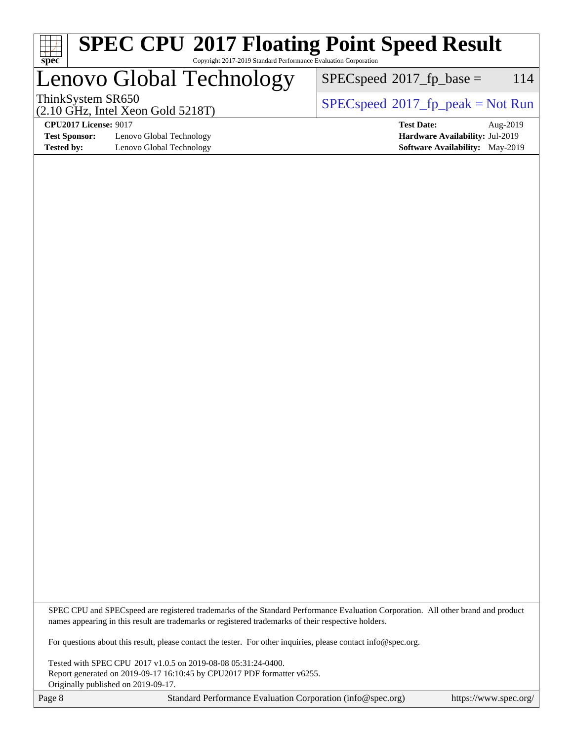SPEC CPU and SPECspeed are registered trademarks of the Standard Performance Evaluation Corporation. All other brand and product names appearing in this result are trademarks or registered trademarks of their respective holders.

For questions about this result, please contact the tester. For other inquiries, please contact info@spec.org.

Tested with SPEC CPU 2017 v1.0.5 on 2019-08-08 05:31:24-0400.
Report generated on 2019-09-17 16:10:45 by CPU2017 PDF formatter v6255.
Originally published on 2019-09-17.